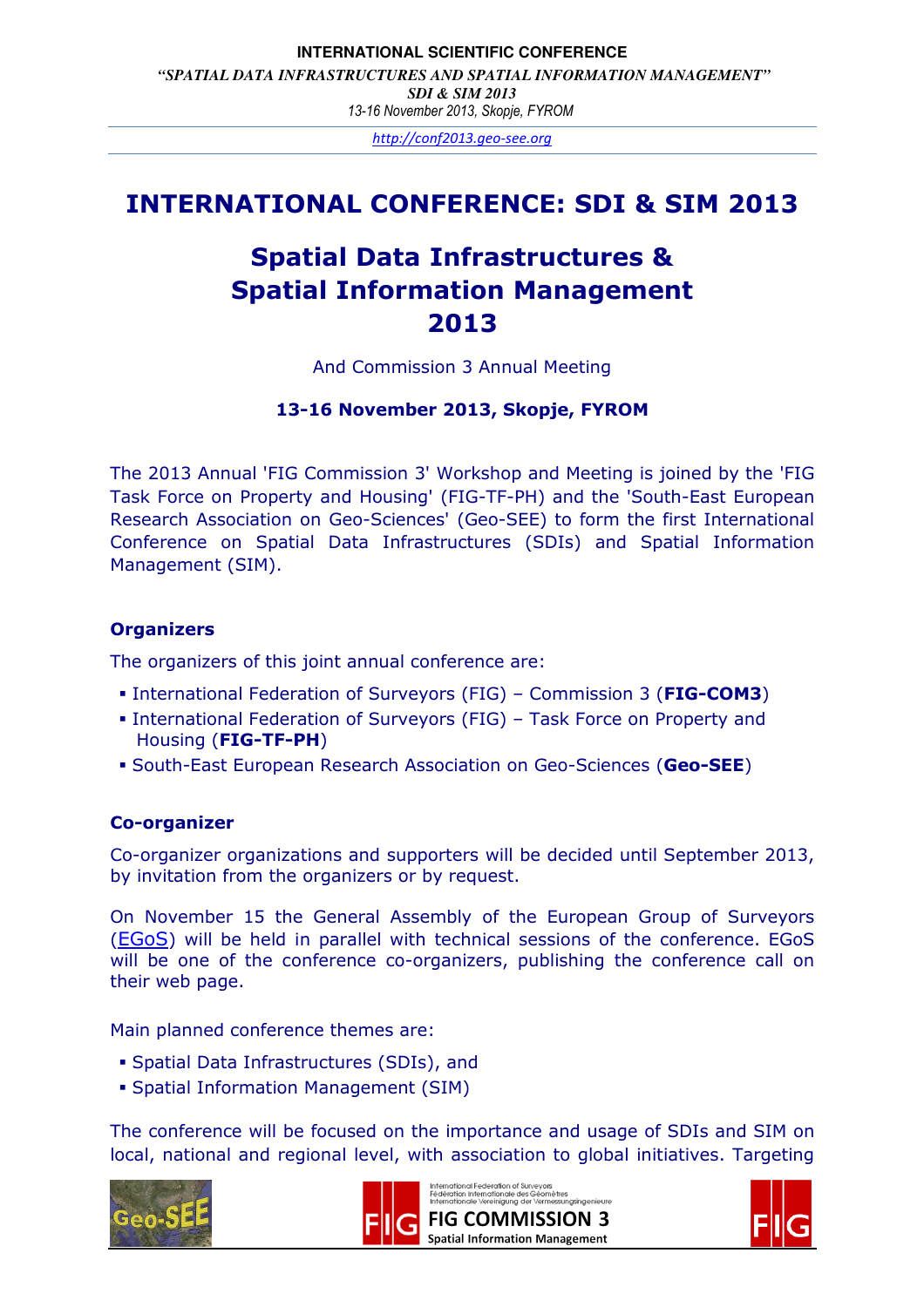# INTERNATIONAL CONFERENCE: SDI & SIM 2013

## Spatial Data Infrastructures & Spatial Information Management 2013

And Commission 3 Annual Meeting

**13-16 November 2013, Skopje, FYROM**

The 2013 Annual 'FIG Commission 3' Workshop and Meeting is joined by the 'FIG Task Force on Property and Housing' (FIG-TF-PH) and the 'South-East European Research Association on Geo-Sciences' (Geo-SEE) to form the first International Conference on Spatial Data Infrastructures (SDIs) and Spatial Information Management (SIM).

### Organizers

The organizers of this joint annual conference are:

- International Federation of Surveyors (FIG) – Commission 3 (**FIG-COM3**)
- International Federation of Surveyors (FIG) – Task Force on Property and Housing (**FIG-TF-PH**)
- South-East European Research Association on Geo-Sciences (**Geo-SEE**)

### Co-organizer

Co-organizer organizations and supporters will be decided until September 2013, by invitation from the organizers or by request.

On November 15 the General Assembly of the European Group of Surveyors (EGoS) will be held in parallel with technical sessions of the conference. EGoS will be one of the conference co-organizers, publishing the conference call on their web page.

Main planned conference themes are:

- Spatial Data Infrastructures (SDIs), and
- Spatial Information Management (SIM)

The conference will be focused on the importance and usage of SDIs and SIM on local, national and regional level, with association to global initiatives. Targeting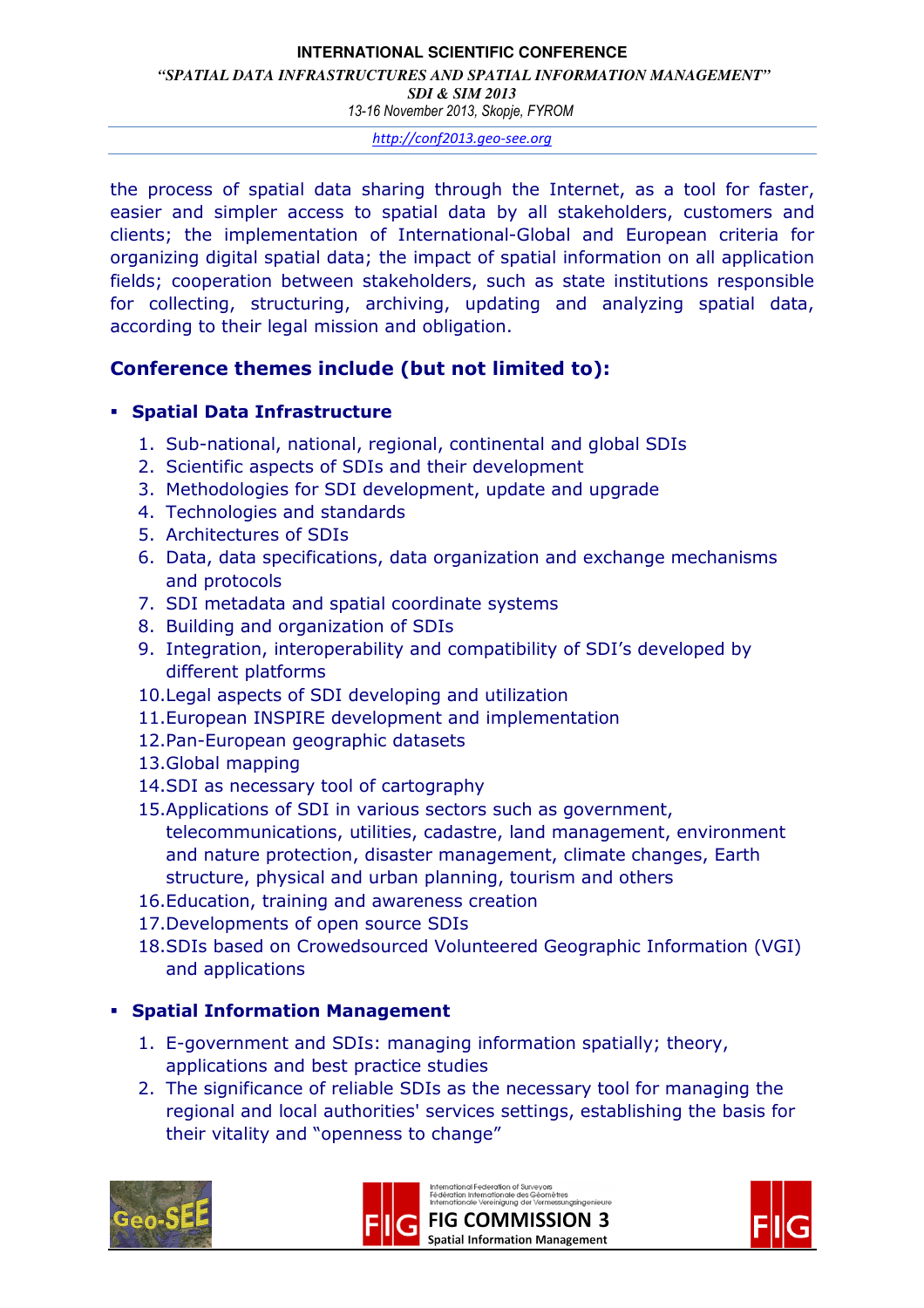the process of spatial data sharing through the Internet, as a tool for faster, easier and simpler access to spatial data by all stakeholders, customers and clients; the implementation of International-Global and European criteria for organizing digital spatial data; the impact of spatial information on all application fields; cooperation between stakeholders, such as state institutions responsible for collecting, structuring, archiving, updating and analyzing spatial data, according to their legal mission and obligation.

## Conference themes include (but not limited to):

- **Spatial Data Infrastructure**

  1. Sub-national, national, regional, continental and global SDIs
  2. Scientific aspects of SDIs and their development
  3. Methodologies for SDI development, update and upgrade
  4. Technologies and standards
  5. Architectures of SDIs
  6. Data, data specifications, data organization and exchange mechanisms and protocols
  7. SDI metadata and spatial coordinate systems
  8. Building and organization of SDIs
  9. Integration, interoperability and compatibility of SDI's developed by different platforms
  10. Legal aspects of SDI developing and utilization
  11. European INSPIRE development and implementation
  12. Pan-European geographic datasets
  13. Global mapping
  14. SDI as necessary tool of cartography
  15. Applications of SDI in various sectors such as government, telecommunications, utilities, cadastre, land management, environment and nature protection, disaster management, climate changes, Earth structure, physical and urban planning, tourism and others
  16. Education, training and awareness creation
  17. Developments of open source SDIs
  18. SDIs based on Crowedsourced Volunteered Geographic Information (VGI) and applications

- **Spatial Information Management**

  1. E-government and SDIs: managing information spatially; theory, applications and best practice studies
  2. The significance of reliable SDIs as the necessary tool for managing the regional and local authorities' services settings, establishing the basis for their vitality and "openness to change"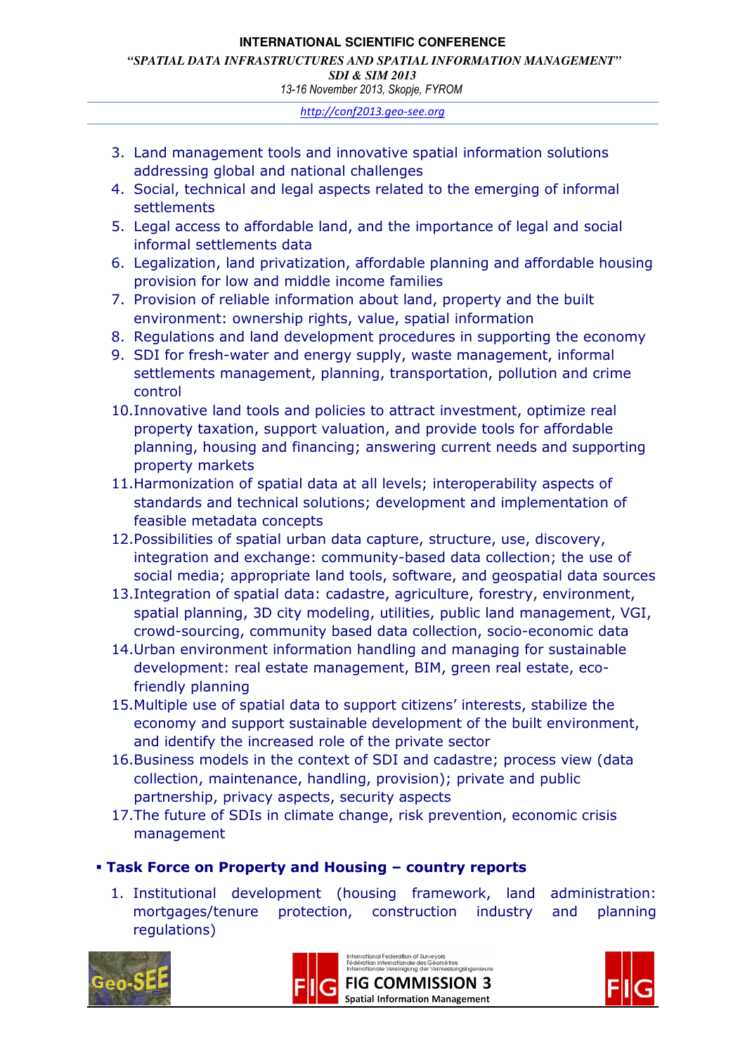3. Land management tools and innovative spatial information solutions addressing global and national challenges
4. Social, technical and legal aspects related to the emerging of informal settlements
5. Legal access to affordable land, and the importance of legal and social informal settlements data
6. Legalization, land privatization, affordable planning and affordable housing provision for low and middle income families
7. Provision of reliable information about land, property and the built environment: ownership rights, value, spatial information
8. Regulations and land development procedures in supporting the economy
9. SDI for fresh-water and energy supply, waste management, informal settlements management, planning, transportation, pollution and crime control
10. Innovative land tools and policies to attract investment, optimize real property taxation, support valuation, and provide tools for affordable planning, housing and financing; answering current needs and supporting property markets
11. Harmonization of spatial data at all levels; interoperability aspects of standards and technical solutions; development and implementation of feasible metadata concepts
12. Possibilities of spatial urban data capture, structure, use, discovery, integration and exchange: community-based data collection; the use of social media; appropriate land tools, software, and geospatial data sources
13. Integration of spatial data: cadastre, agriculture, forestry, environment, spatial planning, 3D city modeling, utilities, public land management, VGI, crowd-sourcing, community based data collection, socio-economic data
14. Urban environment information handling and managing for sustainable development: real estate management, BIM, green real estate, eco-friendly planning
15. Multiple use of spatial data to support citizens' interests, stabilize the economy and support sustainable development of the built environment, and identify the increased role of the private sector
16. Business models in the context of SDI and cadastre; process view (data collection, maintenance, handling, provision); private and public partnership, privacy aspects, security aspects
17. The future of SDIs in climate change, risk prevention, economic crisis management

- **Task Force on Property and Housing – country reports**

1. Institutional development (housing framework, land administration: mortgages/tenure protection, construction industry and planning regulations)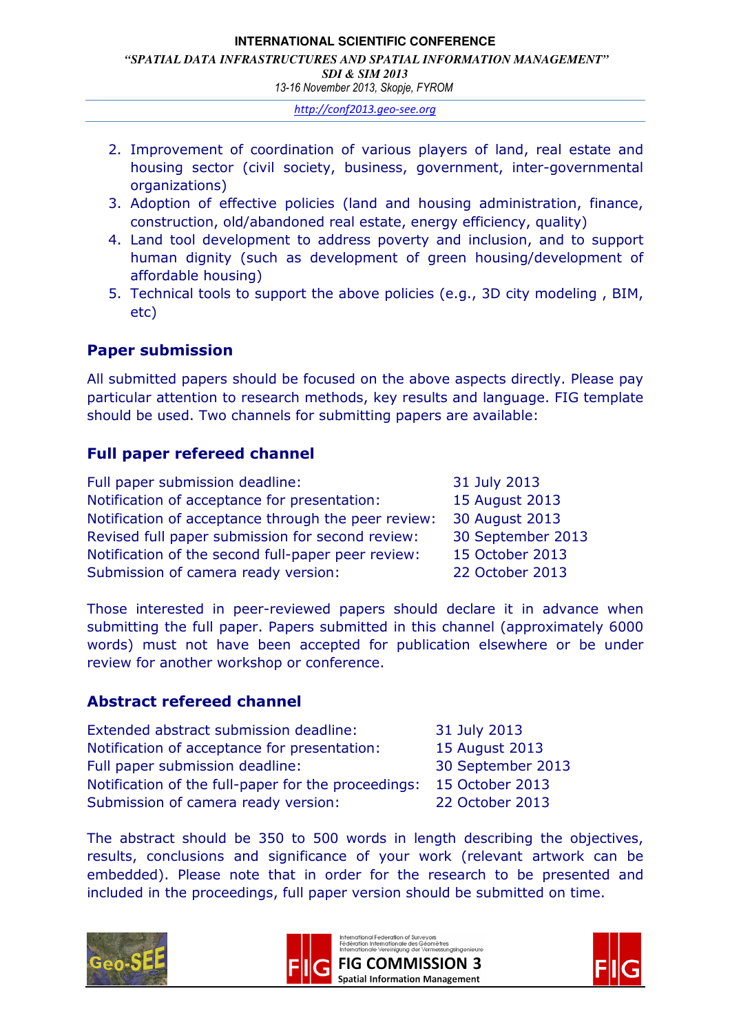2. Improvement of coordination of various players of land, real estate and housing sector (civil society, business, government, inter-governmental organizations)
3. Adoption of effective policies (land and housing administration, finance, construction, old/abandoned real estate, energy efficiency, quality)
4. Land tool development to address poverty and inclusion, and to support human dignity (such as development of green housing/development of affordable housing)
5. Technical tools to support the above policies (e.g., 3D city modeling , BIM, etc)

## Paper submission

All submitted papers should be focused on the above aspects directly. Please pay particular attention to research methods, key results and language. FIG template should be used. Two channels for submitting papers are available:

## Full paper refereed channel

| | |
|---|---|
| Full paper submission deadline: | 31 July 2013 |
| Notification of acceptance for presentation: | 15 August 2013 |
| Notification of acceptance through the peer review: | 30 August 2013 |
| Revised full paper submission for second review: | 30 September 2013 |
| Notification of the second full-paper peer review: | 15 October 2013 |
| Submission of camera ready version: | 22 October 2013 |

Those interested in peer-reviewed papers should declare it in advance when submitting the full paper. Papers submitted in this channel (approximately 6000 words) must not have been accepted for publication elsewhere or be under review for another workshop or conference.

## Abstract refereed channel

| | |
|---|---|
| Extended abstract submission deadline: | 31 July 2013 |
| Notification of acceptance for presentation: | 15 August 2013 |
| Full paper submission deadline: | 30 September 2013 |
| Notification of the full-paper for the proceedings: | 15 October 2013 |
| Submission of camera ready version: | 22 October 2013 |

The abstract should be 350 to 500 words in length describing the objectives, results, conclusions and significance of your work (relevant artwork can be embedded). Please note that in order for the research to be presented and included in the proceedings, full paper version should be submitted on time.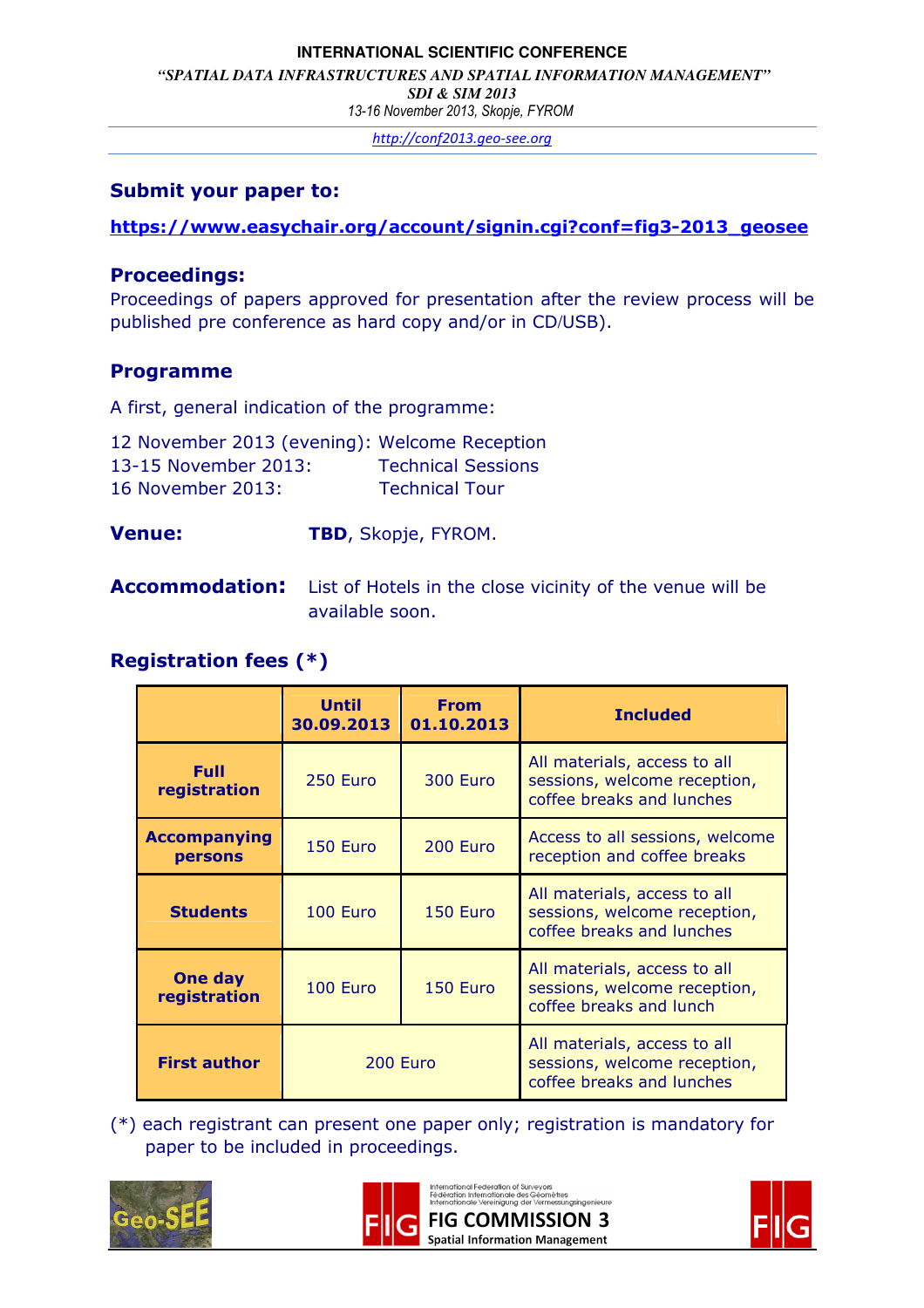## Submit your paper to:

**https://www.easychair.org/account/signin.cgi?conf=fig3-2013_geosee**

## Proceedings:

Proceedings of papers approved for presentation after the review process will be published pre conference as hard copy and/or in CD/USB).

## Programme

A first, general indication of the programme:

12 November 2013 (evening): Welcome Reception
13-15 November 2013: Technical Sessions
16 November 2013: Technical Tour

**Venue:** **TBD**, Skopje, FYROM.

**Accommodation:** List of Hotels in the close vicinity of the venue will be available soon.

## Registration fees (*)

| | Until 30.09.2013 | From 01.10.2013 | Included |
|---|---|---|---|
| **Full registration** | 250 Euro | 300 Euro | All materials, access to all sessions, welcome reception, coffee breaks and lunches |
| **Accompanying persons** | 150 Euro | 200 Euro | Access to all sessions, welcome reception and coffee breaks |
| **Students** | 100 Euro | 150 Euro | All materials, access to all sessions, welcome reception, coffee breaks and lunches |
| **One day registration** | 100 Euro | 150 Euro | All materials, access to all sessions, welcome reception, coffee breaks and lunch |
| **First author** | 200 Euro | | All materials, access to all sessions, welcome reception, coffee breaks and lunches |

(*) each registrant can present one paper only; registration is mandatory for paper to be included in proceedings.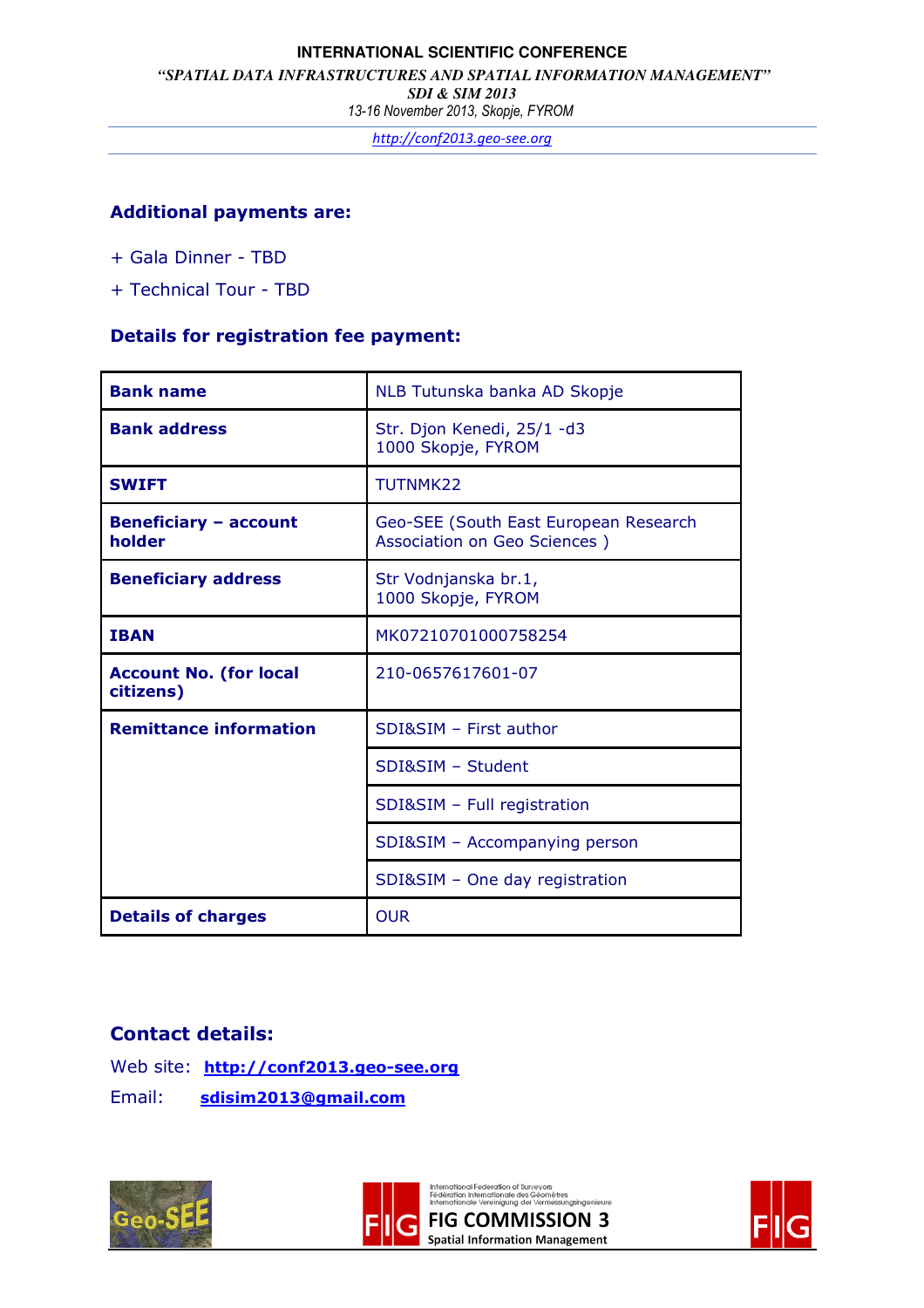### Additional payments are:

+ Gala Dinner - TBD

+ Technical Tour - TBD

### Details for registration fee payment:

| | |
|---|---|
| **Bank name** | NLB Tutunska banka AD Skopje |
| **Bank address** | Str. Djon Kenedi, 25/1 -d3<br>1000 Skopje, FYROM |
| **SWIFT** | TUTNMK22 |
| **Beneficiary – account holder** | Geo-SEE (South East European Research Association on Geo Sciences ) |
| **Beneficiary address** | Str Vodnjanska br.1,<br>1000 Skopje, FYROM |
| **IBAN** | MK07210701000758254 |
| **Account No. (for local citizens)** | 210-0657617601-07 |
| **Remittance information** | SDI&SIM – First author |
| | SDI&SIM – Student |
| | SDI&SIM – Full registration |
| | SDI&SIM – Accompanying person |
| | SDI&SIM – One day registration |
| **Details of charges** | OUR |

### Contact details:

Web site: **http://conf2013.geo-see.org**

Email: **sdisim2013@gmail.com**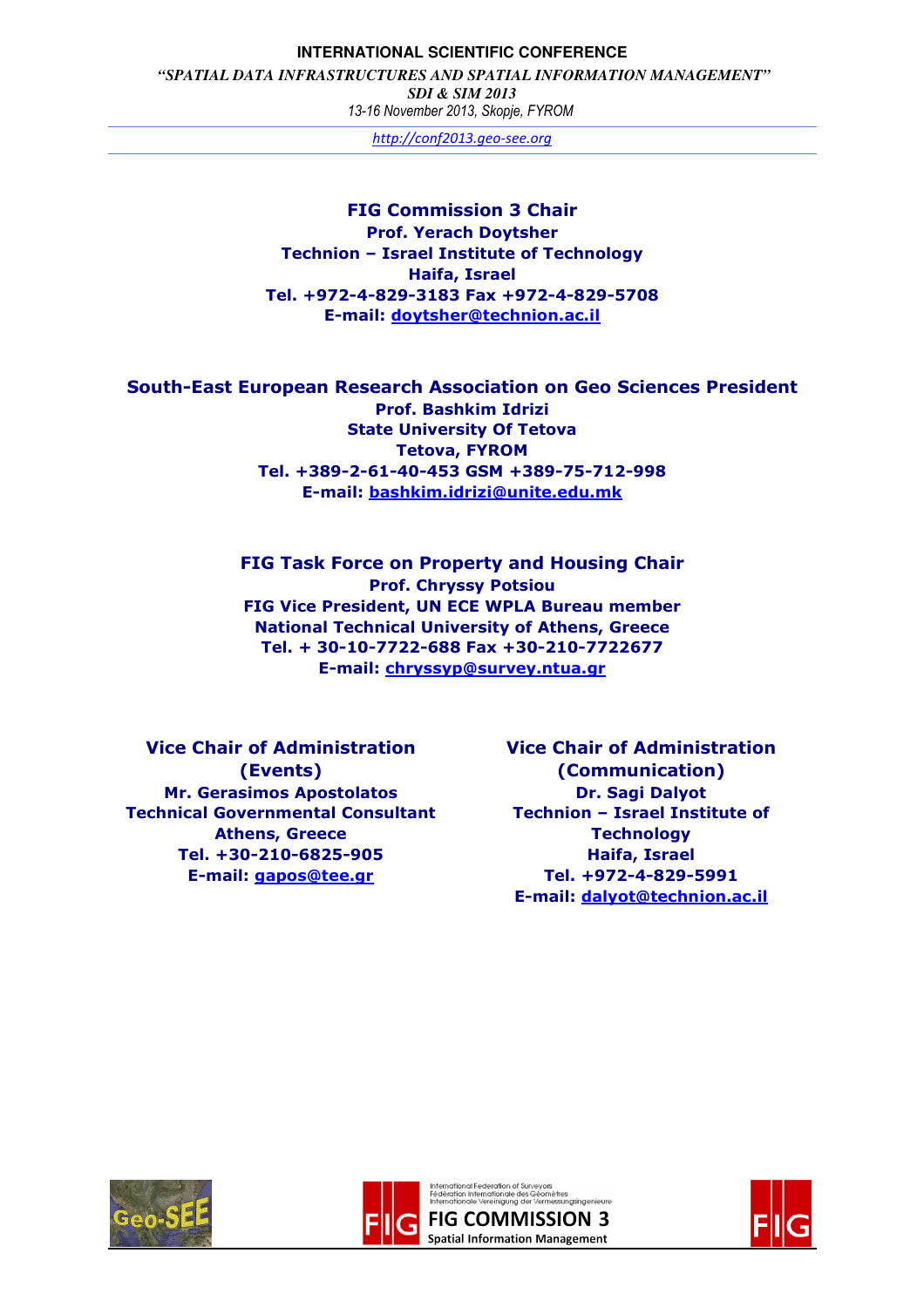**FIG Commission 3 Chair**
**Prof. Yerach Doytsher**
**Technion – Israel Institute of Technology**
**Haifa, Israel**
**Tel. +972-4-829-3183 Fax +972-4-829-5708**
**E-mail: doytsher@technion.ac.il**

**South-East European Research Association on Geo Sciences President**
**Prof. Bashkim Idrizi**
**State University Of Tetova**
**Tetova, FYROM**
**Tel. +389-2-61-40-453 GSM +389-75-712-998**
**E-mail: bashkim.idrizi@unite.edu.mk**

**FIG Task Force on Property and Housing Chair**
**Prof. Chryssy Potsiou**
**FIG Vice President, UN ECE WPLA Bureau member**
**National Technical University of Athens, Greece**
**Tel. + 30-10-7722-688 Fax +30-210-7722677**
**E-mail: chryssyp@survey.ntua.gr**

**Vice Chair of Administration (Events)**
**Mr. Gerasimos Apostolatos**
**Technical Governmental Consultant**
**Athens, Greece**
**Tel. +30-210-6825-905**
**E-mail: gapos@tee.gr**

**Vice Chair of Administration (Communication)**
**Dr. Sagi Dalyot**
**Technion – Israel Institute of Technology**
**Haifa, Israel**
**Tel. +972-4-829-5991**
**E-mail: dalyot@technion.ac.il**